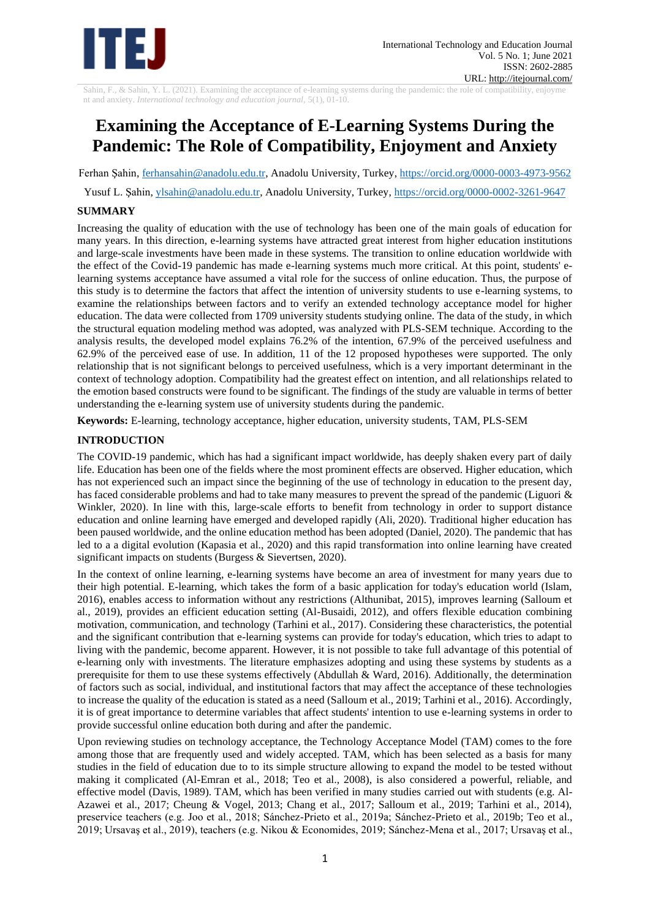# Examining the Acceptance of E-Learning Systems During the Pandemic: The Role of Compatibility, Enjoyment and Anxiety

Ferhan Şahin, ferhansahin@anadolu.edu.tr, Anadolu University, Turkey, https://orcid.org/0000-0003-4973-9562

Yusuf L. Şahin, ylsahin@anadolu.edu.tr, Anadolu University, Turkey, https://orcid.org/0000-0002-3261-9647

## SUMMARY

Increasing the quality of education with the use of technology has been one of the main goals of education for many years. In this direction, e-learning systems have attracted great interest from higher education institutions and large-scale investments have been made in these systems. The transition to online education worldwide with the effect of the Covid-19 pandemic has made e-learning systems much more critical. At this point, students' e-learning systems acceptance have assumed a vital role for the success of online education. Thus, the purpose of this study is to determine the factors that affect the intention of university students to use e-learning systems, to examine the relationships between factors and to verify an extended technology acceptance model for higher education. The data were collected from 1709 university students studying online. The data of the study, in which the structural equation modeling method was adopted, was analyzed with PLS-SEM technique. According to the analysis results, the developed model explains 76.2% of the intention, 67.9% of the perceived usefulness and 62.9% of the perceived ease of use. In addition, 11 of the 12 proposed hypotheses were supported. The only relationship that is not significant belongs to perceived usefulness, which is a very important determinant in the context of technology adoption. Compatibility had the greatest effect on intention, and all relationships related to the emotion based constructs were found to be significant. The findings of the study are valuable in terms of better understanding the e-learning system use of university students during the pandemic.

**Keywords:** E-learning, technology acceptance, higher education, university students, TAM, PLS-SEM

## INTRODUCTION

The COVID-19 pandemic, which has had a significant impact worldwide, has deeply shaken every part of daily life. Education has been one of the fields where the most prominent effects are observed. Higher education, which has not experienced such an impact since the beginning of the use of technology in education to the present day, has faced considerable problems and had to take many measures to prevent the spread of the pandemic (Liguori & Winkler, 2020). In line with this, large-scale efforts to benefit from technology in order to support distance education and online learning have emerged and developed rapidly (Ali, 2020). Traditional higher education has been paused worldwide, and the online education method has been adopted (Daniel, 2020). The pandemic that has led to a a digital evolution (Kapasia et al., 2020) and this rapid transformation into online learning have created significant impacts on students (Burgess & Sievertsen, 2020).

In the context of online learning, e-learning systems have become an area of investment for many years due to their high potential. E-learning, which takes the form of a basic application for today's education world (Islam, 2016), enables access to information without any restrictions (Althunibat, 2015), improves learning (Salloum et al., 2019), provides an efficient education setting (Al-Busaidi, 2012), and offers flexible education combining motivation, communication, and technology (Tarhini et al., 2017). Considering these characteristics, the potential and the significant contribution that e-learning systems can provide for today's education, which tries to adapt to living with the pandemic, become apparent. However, it is not possible to take full advantage of this potential of e-learning only with investments. The literature emphasizes adopting and using these systems by students as a prerequisite for them to use these systems effectively (Abdullah & Ward, 2016). Additionally, the determination of factors such as social, individual, and institutional factors that may affect the acceptance of these technologies to increase the quality of the education is stated as a need (Salloum et al., 2019; Tarhini et al., 2016). Accordingly, it is of great importance to determine variables that affect students' intention to use e-learning systems in order to provide successful online education both during and after the pandemic.

Upon reviewing studies on technology acceptance, the Technology Acceptance Model (TAM) comes to the fore among those that are frequently used and widely accepted. TAM, which has been selected as a basis for many studies in the field of education due to to its simple structure allowing to expand the model to be tested without making it complicated (Al-Emran et al., 2018; Teo et al., 2008), is also considered a powerful, reliable, and effective model (Davis, 1989). TAM, which has been verified in many studies carried out with students (e.g. Al-Azawei et al., 2017; Cheung & Vogel, 2013; Chang et al., 2017; Salloum et al., 2019; Tarhini et al., 2014), preservice teachers (e.g. Joo et al., 2018; Sánchez-Prieto et al., 2019a; Sánchez-Prieto et al., 2019b; Teo et al., 2019; Ursavaş et al., 2019), teachers (e.g. Nikou & Economides, 2019; Sánchez-Mena et al., 2017; Ursavaş et al.,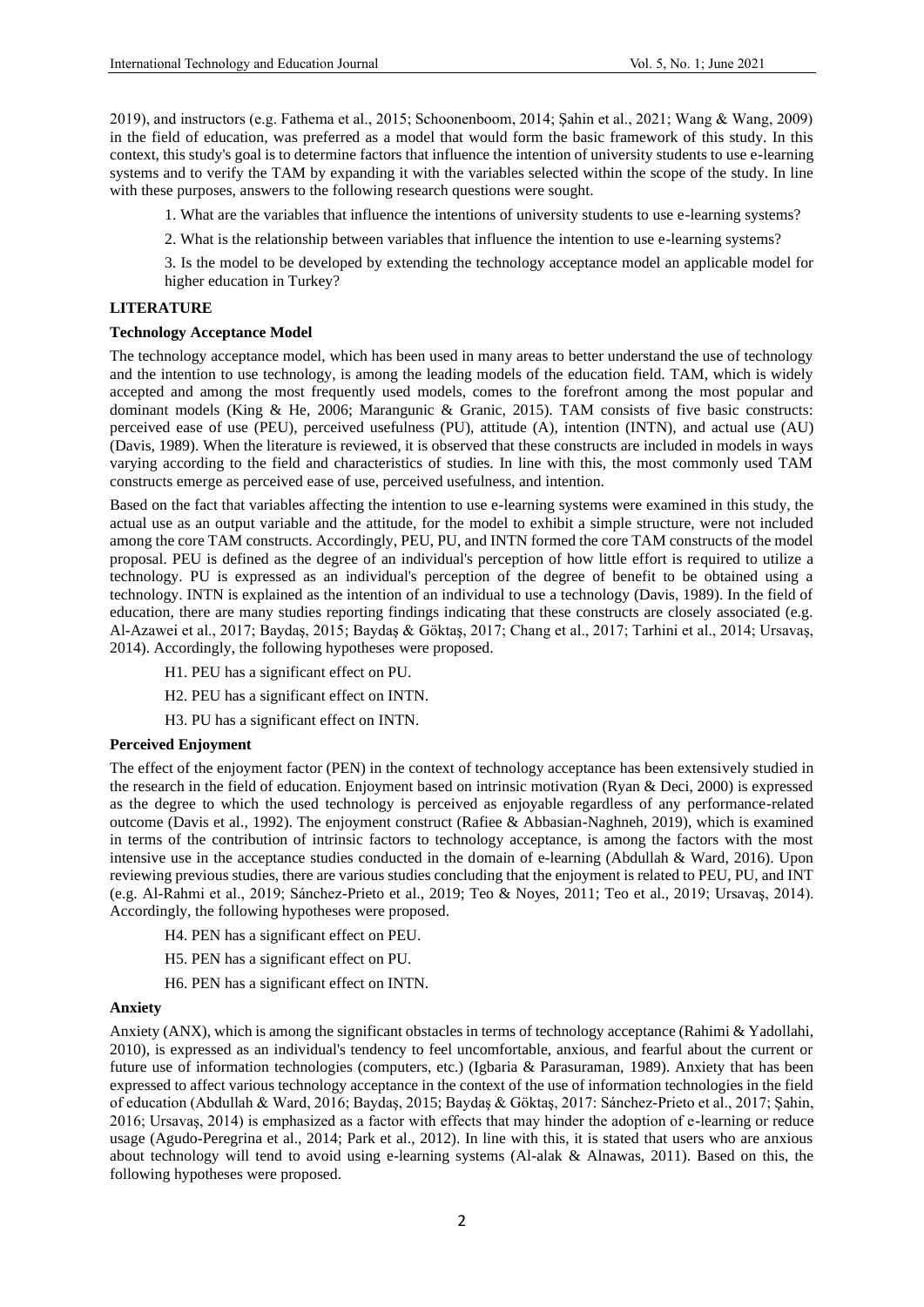2019), and instructors (e.g. Fathema et al., 2015; Schoonenboom, 2014; Şahin et al., 2021; Wang & Wang, 2009) in the field of education, was preferred as a model that would form the basic framework of this study. In this context, this study's goal is to determine factors that influence the intention of university students to use e-learning systems and to verify the TAM by expanding it with the variables selected within the scope of the study. In line with these purposes, answers to the following research questions were sought.

1. What are the variables that influence the intentions of university students to use e-learning systems?
2. What is the relationship between variables that influence the intention to use e-learning systems?
3. Is the model to be developed by extending the technology acceptance model an applicable model for higher education in Turkey?

## LITERATURE

### Technology Acceptance Model

The technology acceptance model, which has been used in many areas to better understand the use of technology and the intention to use technology, is among the leading models of the education field. TAM, which is widely accepted and among the most frequently used models, comes to the forefront among the most popular and dominant models (King & He, 2006; Marangunic & Granic, 2015). TAM consists of five basic constructs: perceived ease of use (PEU), perceived usefulness (PU), attitude (A), intention (INTN), and actual use (AU) (Davis, 1989). When the literature is reviewed, it is observed that these constructs are included in models in ways varying according to the field and characteristics of studies. In line with this, the most commonly used TAM constructs emerge as perceived ease of use, perceived usefulness, and intention.

Based on the fact that variables affecting the intention to use e-learning systems were examined in this study, the actual use as an output variable and the attitude, for the model to exhibit a simple structure, were not included among the core TAM constructs. Accordingly, PEU, PU, and INTN formed the core TAM constructs of the model proposal. PEU is defined as the degree of an individual's perception of how little effort is required to utilize a technology. PU is expressed as an individual's perception of the degree of benefit to be obtained using a technology. INTN is explained as the intention of an individual to use a technology (Davis, 1989). In the field of education, there are many studies reporting findings indicating that these constructs are closely associated (e.g. Al-Azawei et al., 2017; Baydaş, 2015; Baydaş & Göktaş, 2017; Chang et al., 2017; Tarhini et al., 2014; Ursavaş, 2014). Accordingly, the following hypotheses were proposed.

H1. PEU has a significant effect on PU.

H2. PEU has a significant effect on INTN.

H3. PU has a significant effect on INTN.

### Perceived Enjoyment

The effect of the enjoyment factor (PEN) in the context of technology acceptance has been extensively studied in the research in the field of education. Enjoyment based on intrinsic motivation (Ryan & Deci, 2000) is expressed as the degree to which the used technology is perceived as enjoyable regardless of any performance-related outcome (Davis et al., 1992). The enjoyment construct (Rafiee & Abbasian-Naghneh, 2019), which is examined in terms of the contribution of intrinsic factors to technology acceptance, is among the factors with the most intensive use in the acceptance studies conducted in the domain of e-learning (Abdullah & Ward, 2016). Upon reviewing previous studies, there are various studies concluding that the enjoyment is related to PEU, PU, and INT (e.g. Al-Rahmi et al., 2019; Sánchez-Prieto et al., 2019; Teo & Noyes, 2011; Teo et al., 2019; Ursavaş, 2014). Accordingly, the following hypotheses were proposed.

H4. PEN has a significant effect on PEU.

H5. PEN has a significant effect on PU.

H6. PEN has a significant effect on INTN.

### Anxiety

Anxiety (ANX), which is among the significant obstacles in terms of technology acceptance (Rahimi & Yadollahi, 2010), is expressed as an individual's tendency to feel uncomfortable, anxious, and fearful about the current or future use of information technologies (computers, etc.) (Igbaria & Parasuraman, 1989). Anxiety that has been expressed to affect various technology acceptance in the context of the use of information technologies in the field of education (Abdullah & Ward, 2016; Baydaş, 2015; Baydaş & Göktaş, 2017: Sánchez-Prieto et al., 2017; Şahin, 2016; Ursavaş, 2014) is emphasized as a factor with effects that may hinder the adoption of e-learning or reduce usage (Agudo-Peregrina et al., 2014; Park et al., 2012). In line with this, it is stated that users who are anxious about technology will tend to avoid using e-learning systems (Al-alak & Alnawas, 2011). Based on this, the following hypotheses were proposed.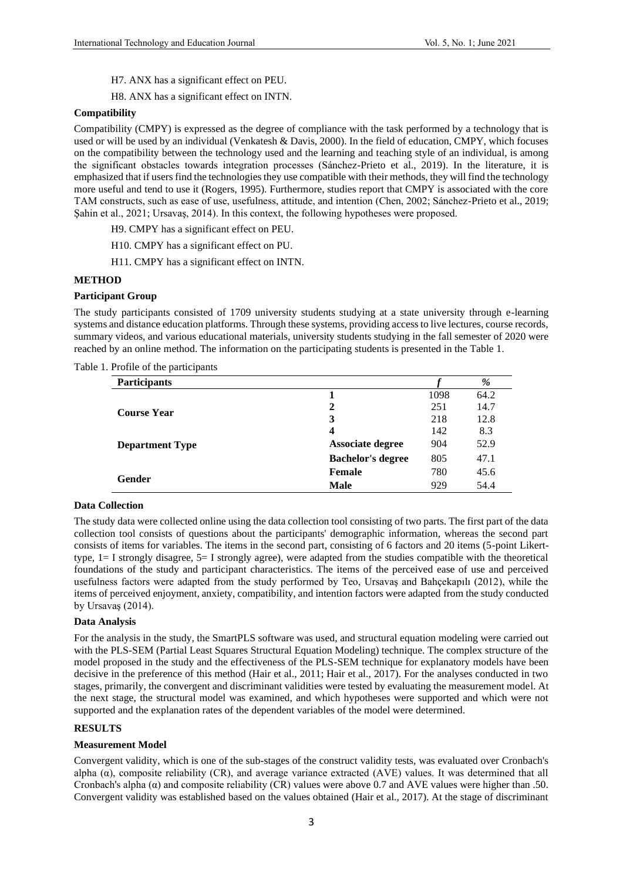H7. ANX has a significant effect on PEU.

H8. ANX has a significant effect on INTN.

**Compatibility**

Compatibility (CMPY) is expressed as the degree of compliance with the task performed by a technology that is used or will be used by an individual (Venkatesh & Davis, 2000). In the field of education, CMPY, which focuses on the compatibility between the technology used and the learning and teaching style of an individual, is among the significant obstacles towards integration processes (Sánchez-Prieto et al., 2019). In the literature, it is emphasized that if users find the technologies they use compatible with their methods, they will find the technology more useful and tend to use it (Rogers, 1995). Furthermore, studies report that CMPY is associated with the core TAM constructs, such as ease of use, usefulness, attitude, and intention (Chen, 2002; Sánchez-Prieto et al., 2019; Şahin et al., 2021; Ursavaş, 2014). In this context, the following hypotheses were proposed.

H9. CMPY has a significant effect on PEU.

H10. CMPY has a significant effect on PU.

H11. CMPY has a significant effect on INTN.

## METHOD

**Participant Group**

The study participants consisted of 1709 university students studying at a state university through e-learning systems and distance education platforms. Through these systems, providing access to live lectures, course records, summary videos, and various educational materials, university students studying in the fall semester of 2020 were reached by an online method. The information on the participating students is presented in the Table 1.

Table 1. Profile of the participants

| **Participants** | | *f* | *%* |
|---|---|---|---|
| **Course Year** | **1** | 1098 | 64.2 |
| | **2** | 251 | 14.7 |
| | **3** | 218 | 12.8 |
| | **4** | 142 | 8.3 |
| **Department Type** | **Associate degree** | 904 | 52.9 |
| | **Bachelor's degree** | 805 | 47.1 |
| **Gender** | **Female** | 780 | 45.6 |
| | **Male** | 929 | 54.4 |

**Data Collection**

The study data were collected online using the data collection tool consisting of two parts. The first part of the data collection tool consists of questions about the participants' demographic information, whereas the second part consists of items for variables. The items in the second part, consisting of 6 factors and 20 items (5-point Likert-type, 1= I strongly disagree, 5= I strongly agree), were adapted from the studies compatible with the theoretical foundations of the study and participant characteristics. The items of the perceived ease of use and perceived usefulness factors were adapted from the study performed by Teo, Ursavaş and Bahçekapılı (2012), while the items of perceived enjoyment, anxiety, compatibility, and intention factors were adapted from the study conducted by Ursavaş (2014).

**Data Analysis**

For the analysis in the study, the SmartPLS software was used, and structural equation modeling were carried out with the PLS-SEM (Partial Least Squares Structural Equation Modeling) technique. The complex structure of the model proposed in the study and the effectiveness of the PLS-SEM technique for explanatory models have been decisive in the preference of this method (Hair et al., 2011; Hair et al., 2017). For the analyses conducted in two stages, primarily, the convergent and discriminant validities were tested by evaluating the measurement model. At the next stage, the structural model was examined, and which hypotheses were supported and which were not supported and the explanation rates of the dependent variables of the model were determined.

## RESULTS

**Measurement Model**

Convergent validity, which is one of the sub-stages of the construct validity tests, was evaluated over Cronbach's alpha ($\alpha$), composite reliability (CR), and average variance extracted (AVE) values. It was determined that all Cronbach's alpha ($\alpha$) and composite reliability (CR) values were above 0.7 and AVE values were higher than .50. Convergent validity was established based on the values obtained (Hair et al., 2017). At the stage of discriminant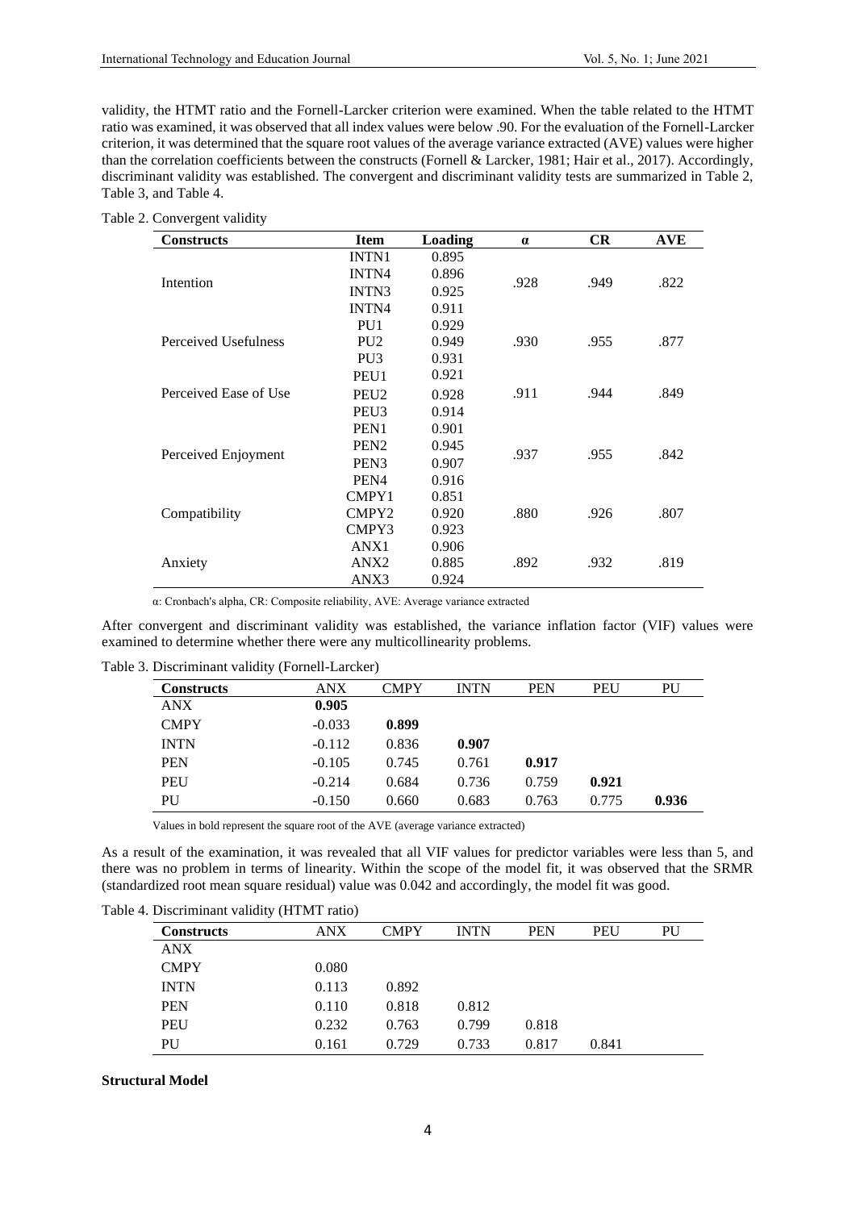validity, the HTMT ratio and the Fornell-Larcker criterion were examined. When the table related to the HTMT ratio was examined, it was observed that all index values were below .90. For the evaluation of the Fornell-Larcker criterion, it was determined that the square root values of the average variance extracted (AVE) values were higher than the correlation coefficients between the constructs (Fornell & Larcker, 1981; Hair et al., 2017). Accordingly, discriminant validity was established. The convergent and discriminant validity tests are summarized in Table 2, Table 3, and Table 4.

Table 2. Convergent validity

| Constructs | Item | Loading | α | CR | AVE |
|---|---|---|---|---|---|
| Intention | INTN1 | 0.895 | .928 | .949 | .822 |
| | INTN4 | 0.896 | | | |
| | INTN3 | 0.925 | | | |
| | INTN4 | 0.911 | | | |
| Perceived Usefulness | PU1 | 0.929 | .930 | .955 | .877 |
| | PU2 | 0.949 | | | |
| | PU3 | 0.931 | | | |
| Perceived Ease of Use | PEU1 | 0.921 | .911 | .944 | .849 |
| | PEU2 | 0.928 | | | |
| | PEU3 | 0.914 | | | |
| Perceived Enjoyment | PEN1 | 0.901 | .937 | .955 | .842 |
| | PEN2 | 0.945 | | | |
| | PEN3 | 0.907 | | | |
| | PEN4 | 0.916 | | | |
| Compatibility | CMPY1 | 0.851 | .880 | .926 | .807 |
| | CMPY2 | 0.920 | | | |
| | CMPY3 | 0.923 | | | |
| Anxiety | ANX1 | 0.906 | .892 | .932 | .819 |
| | ANX2 | 0.885 | | | |
| | ANX3 | 0.924 | | | |

α: Cronbach's alpha, CR: Composite reliability, AVE: Average variance extracted

After convergent and discriminant validity was established, the variance inflation factor (VIF) values were examined to determine whether there were any multicollinearity problems.

Table 3. Discriminant validity (Fornell-Larcker)

| Constructs | ANX | CMPY | INTN | PEN | PEU | PU |
|---|---|---|---|---|---|---|
| ANX | **0.905** | | | | | |
| CMPY | -0.033 | **0.899** | | | | |
| INTN | -0.112 | 0.836 | **0.907** | | | |
| PEN | -0.105 | 0.745 | 0.761 | **0.917** | | |
| PEU | -0.214 | 0.684 | 0.736 | 0.759 | **0.921** | |
| PU | -0.150 | 0.660 | 0.683 | 0.763 | 0.775 | **0.936** |

Values in bold represent the square root of the AVE (average variance extracted)

As a result of the examination, it was revealed that all VIF values for predictor variables were less than 5, and there was no problem in terms of linearity. Within the scope of the model fit, it was observed that the SRMR (standardized root mean square residual) value was 0.042 and accordingly, the model fit was good.

Table 4. Discriminant validity (HTMT ratio)

| Constructs | ANX | CMPY | INTN | PEN | PEU | PU |
|---|---|---|---|---|---|---|
| ANX | | | | | | |
| CMPY | 0.080 | | | | | |
| INTN | 0.113 | 0.892 | | | | |
| PEN | 0.110 | 0.818 | 0.812 | | | |
| PEU | 0.232 | 0.763 | 0.799 | 0.818 | | |
| PU | 0.161 | 0.729 | 0.733 | 0.817 | 0.841 | |

**Structural Model**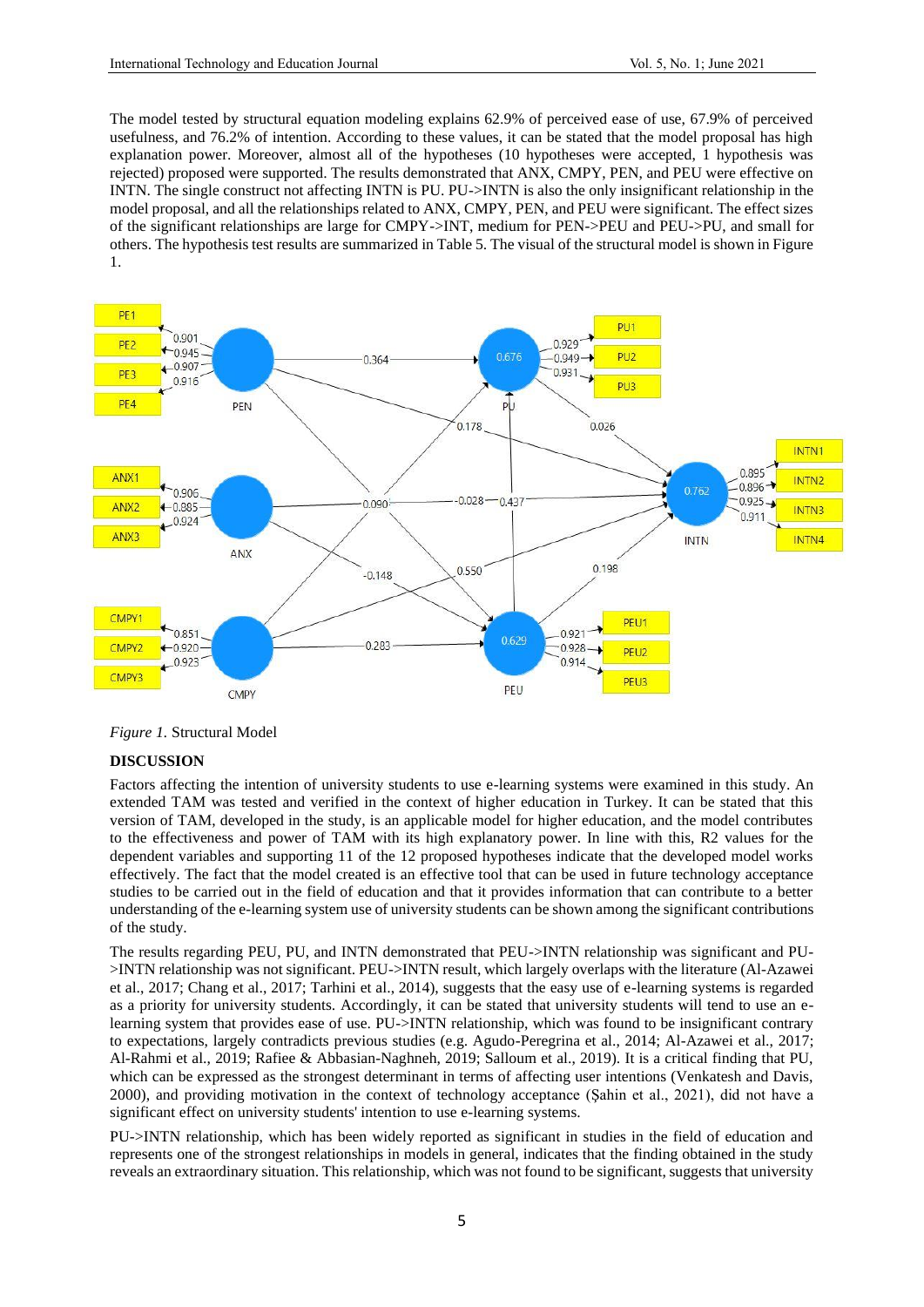The model tested by structural equation modeling explains 62.9% of perceived ease of use, 67.9% of perceived usefulness, and 76.2% of intention. According to these values, it can be stated that the model proposal has high explanation power. Moreover, almost all of the hypotheses (10 hypotheses were accepted, 1 hypothesis was rejected) proposed were supported. The results demonstrated that ANX, CMPY, PEN, and PEU were effective on INTN. The single construct not affecting INTN is PU. PU->INTN is also the only insignificant relationship in the model proposal, and all the relationships related to ANX, CMPY, PEN, and PEU were significant. The effect sizes of the significant relationships are large for CMPY->INT, medium for PEN->PEU and PEU->PU, and small for others. The hypothesis test results are summarized in Table 5. The visual of the structural model is shown in Figure 1.

*Figure 1.* Structural Model

**DISCUSSION**

Factors affecting the intention of university students to use e-learning systems were examined in this study. An extended TAM was tested and verified in the context of higher education in Turkey. It can be stated that this version of TAM, developed in the study, is an applicable model for higher education, and the model contributes to the effectiveness and power of TAM with its high explanatory power. In line with this, R2 values for the dependent variables and supporting 11 of the 12 proposed hypotheses indicate that the developed model works effectively. The fact that the model created is an effective tool that can be used in future technology acceptance studies to be carried out in the field of education and that it provides information that can contribute to a better understanding of the e-learning system use of university students can be shown among the significant contributions of the study.

The results regarding PEU, PU, and INTN demonstrated that PEU->INTN relationship was significant and PU->INTN relationship was not significant. PEU->INTN result, which largely overlaps with the literature (Al-Azawei et al., 2017; Chang et al., 2017; Tarhini et al., 2014), suggests that the easy use of e-learning systems is regarded as a priority for university students. Accordingly, it can be stated that university students will tend to use an e-learning system that provides ease of use. PU->INTN relationship, which was found to be insignificant contrary to expectations, largely contradicts previous studies (e.g. Agudo-Peregrina et al., 2014; Al-Azawei et al., 2017; Al-Rahmi et al., 2019; Rafiee & Abbasian-Naghneh, 2019; Salloum et al., 2019). It is a critical finding that PU, which can be expressed as the strongest determinant in terms of affecting user intentions (Venkatesh and Davis, 2000), and providing motivation in the context of technology acceptance (Şahin et al., 2021), did not have a significant effect on university students' intention to use e-learning systems.

PU->INTN relationship, which has been widely reported as significant in studies in the field of education and represents one of the strongest relationships in models in general, indicates that the finding obtained in the study reveals an extraordinary situation. This relationship, which was not found to be significant, suggests that university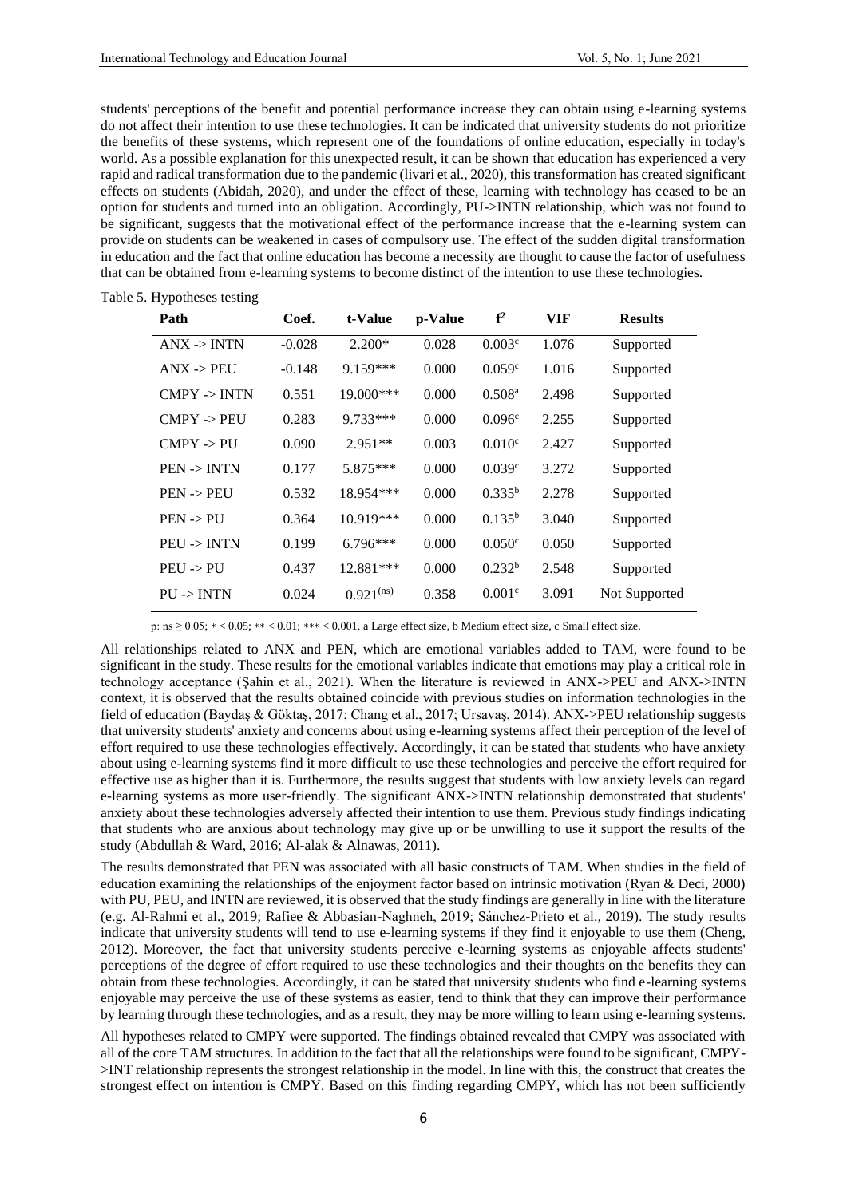students' perceptions of the benefit and potential performance increase they can obtain using e-learning systems do not affect their intention to use these technologies. It can be indicated that university students do not prioritize the benefits of these systems, which represent one of the foundations of online education, especially in today's world. As a possible explanation for this unexpected result, it can be shown that education has experienced a very rapid and radical transformation due to the pandemic (Iivari et al., 2020), this transformation has created significant effects on students (Abidah, 2020), and under the effect of these, learning with technology has ceased to be an option for students and turned into an obligation. Accordingly, PU->INTN relationship, which was not found to be significant, suggests that the motivational effect of the performance increase that the e-learning system can provide on students can be weakened in cases of compulsory use. The effect of the sudden digital transformation in education and the fact that online education has become a necessity are thought to cause the factor of usefulness that can be obtained from e-learning systems to become distinct of the intention to use these technologies.

Table 5. Hypotheses testing

| Path | Coef. | t-Value | p-Value | $f^2$ | VIF | Results |
|---|---|---|---|---|---|---|
| ANX -> INTN | -0.028 | 2.200* | 0.028 | 0.003[c] | 1.076 | Supported |
| ANX -> PEU | -0.148 | 9.159*** | 0.000 | 0.059[c] | 1.016 | Supported |
| CMPY -> INTN | 0.551 | 19.000*** | 0.000 | 0.508[a] | 2.498 | Supported |
| CMPY -> PEU | 0.283 | 9.733*** | 0.000 | 0.096[c] | 2.255 | Supported |
| CMPY -> PU | 0.090 | 2.951** | 0.003 | 0.010[c] | 2.427 | Supported |
| PEN -> INTN | 0.177 | 5.875*** | 0.000 | 0.039[c] | 3.272 | Supported |
| PEN -> PEU | 0.532 | 18.954*** | 0.000 | 0.335[b] | 2.278 | Supported |
| PEN -> PU | 0.364 | 10.919*** | 0.000 | 0.135[b] | 3.040 | Supported |
| PEU -> INTN | 0.199 | 6.796*** | 0.000 | 0.050[c] | 0.050 | Supported |
| PEU -> PU | 0.437 | 12.881*** | 0.000 | 0.232[b] | 2.548 | Supported |
| PU -> INTN | 0.024 | 0.921[(ns)] | 0.358 | 0.001[c] | 3.091 | Not Supported |

p: ns ≥ 0.05; * < 0.05; ** < 0.01; *** < 0.001. a Large effect size, b Medium effect size, c Small effect size.

All relationships related to ANX and PEN, which are emotional variables added to TAM, were found to be significant in the study. These results for the emotional variables indicate that emotions may play a critical role in technology acceptance (Şahin et al., 2021). When the literature is reviewed in ANX->PEU and ANX->INTN context, it is observed that the results obtained coincide with previous studies on information technologies in the field of education (Baydaş & Göktaş, 2017; Chang et al., 2017; Ursavaş, 2014). ANX->PEU relationship suggests that university students' anxiety and concerns about using e-learning systems affect their perception of the level of effort required to use these technologies effectively. Accordingly, it can be stated that students who have anxiety about using e-learning systems find it more difficult to use these technologies and perceive the effort required for effective use as higher than it is. Furthermore, the results suggest that students with low anxiety levels can regard e-learning systems as more user-friendly. The significant ANX->INTN relationship demonstrated that students' anxiety about these technologies adversely affected their intention to use them. Previous study findings indicating that students who are anxious about technology may give up or be unwilling to use it support the results of the study (Abdullah & Ward, 2016; Al-alak & Alnawas, 2011).

The results demonstrated that PEN was associated with all basic constructs of TAM. When studies in the field of education examining the relationships of the enjoyment factor based on intrinsic motivation (Ryan & Deci, 2000) with PU, PEU, and INTN are reviewed, it is observed that the study findings are generally in line with the literature (e.g. Al-Rahmi et al., 2019; Rafiee & Abbasian-Naghneh, 2019; Sánchez-Prieto et al., 2019). The study results indicate that university students will tend to use e-learning systems if they find it enjoyable to use them (Cheng, 2012). Moreover, the fact that university students perceive e-learning systems as enjoyable affects students' perceptions of the degree of effort required to use these technologies and their thoughts on the benefits they can obtain from these technologies. Accordingly, it can be stated that university students who find e-learning systems enjoyable may perceive the use of these systems as easier, tend to think that they can improve their performance by learning through these technologies, and as a result, they may be more willing to learn using e-learning systems.

All hypotheses related to CMPY were supported. The findings obtained revealed that CMPY was associated with all of the core TAM structures. In addition to the fact that all the relationships were found to be significant, CMPY->INT relationship represents the strongest relationship in the model. In line with this, the construct that creates the strongest effect on intention is CMPY. Based on this finding regarding CMPY, which has not been sufficiently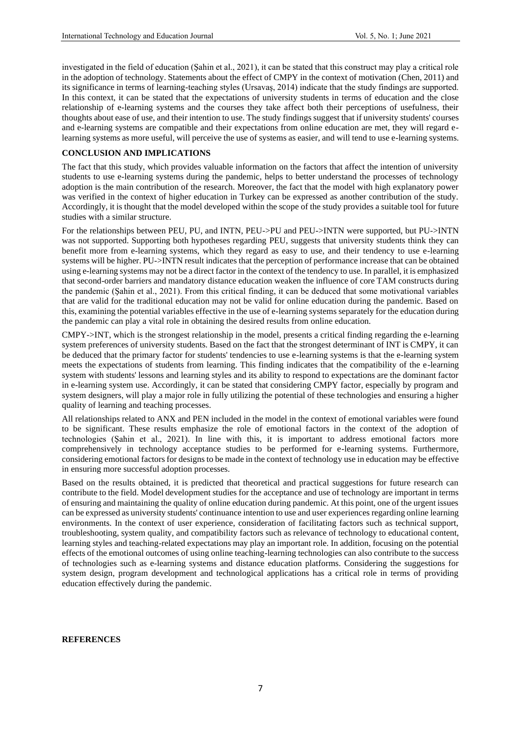investigated in the field of education (Şahin et al., 2021), it can be stated that this construct may play a critical role in the adoption of technology. Statements about the effect of CMPY in the context of motivation (Chen, 2011) and its significance in terms of learning-teaching styles (Ursavaş, 2014) indicate that the study findings are supported. In this context, it can be stated that the expectations of university students in terms of education and the close relationship of e-learning systems and the courses they take affect both their perceptions of usefulness, their thoughts about ease of use, and their intention to use. The study findings suggest that if university students' courses and e-learning systems are compatible and their expectations from online education are met, they will regard e-learning systems as more useful, will perceive the use of systems as easier, and will tend to use e-learning systems.

## CONCLUSION AND IMPLICATIONS

The fact that this study, which provides valuable information on the factors that affect the intention of university students to use e-learning systems during the pandemic, helps to better understand the processes of technology adoption is the main contribution of the research. Moreover, the fact that the model with high explanatory power was verified in the context of higher education in Turkey can be expressed as another contribution of the study. Accordingly, it is thought that the model developed within the scope of the study provides a suitable tool for future studies with a similar structure.

For the relationships between PEU, PU, and INTN, PEU->PU and PEU->INTN were supported, but PU->INTN was not supported. Supporting both hypotheses regarding PEU, suggests that university students think they can benefit more from e-learning systems, which they regard as easy to use, and their tendency to use e-learning systems will be higher. PU->INTN result indicates that the perception of performance increase that can be obtained using e-learning systems may not be a direct factor in the context of the tendency to use. In parallel, it is emphasized that second-order barriers and mandatory distance education weaken the influence of core TAM constructs during the pandemic (Şahin et al., 2021). From this critical finding, it can be deduced that some motivational variables that are valid for the traditional education may not be valid for online education during the pandemic. Based on this, examining the potential variables effective in the use of e-learning systems separately for the education during the pandemic can play a vital role in obtaining the desired results from online education.

CMPY->INT, which is the strongest relationship in the model, presents a critical finding regarding the e-learning system preferences of university students. Based on the fact that the strongest determinant of INT is CMPY, it can be deduced that the primary factor for students' tendencies to use e-learning systems is that the e-learning system meets the expectations of students from learning. This finding indicates that the compatibility of the e-learning system with students' lessons and learning styles and its ability to respond to expectations are the dominant factor in e-learning system use. Accordingly, it can be stated that considering CMPY factor, especially by program and system designers, will play a major role in fully utilizing the potential of these technologies and ensuring a higher quality of learning and teaching processes.

All relationships related to ANX and PEN included in the model in the context of emotional variables were found to be significant. These results emphasize the role of emotional factors in the context of the adoption of technologies (Şahin et al., 2021). In line with this, it is important to address emotional factors more comprehensively in technology acceptance studies to be performed for e-learning systems. Furthermore, considering emotional factors for designs to be made in the context of technology use in education may be effective in ensuring more successful adoption processes.

Based on the results obtained, it is predicted that theoretical and practical suggestions for future research can contribute to the field. Model development studies for the acceptance and use of technology are important in terms of ensuring and maintaining the quality of online education during pandemic. At this point, one of the urgent issues can be expressed as university students' continuance intention to use and user experiences regarding online learning environments. In the context of user experience, consideration of facilitating factors such as technical support, troubleshooting, system quality, and compatibility factors such as relevance of technology to educational content, learning styles and teaching-related expectations may play an important role. In addition, focusing on the potential effects of the emotional outcomes of using online teaching-learning technologies can also contribute to the success of technologies such as e-learning systems and distance education platforms. Considering the suggestions for system design, program development and technological applications has a critical role in terms of providing education effectively during the pandemic.

## REFERENCES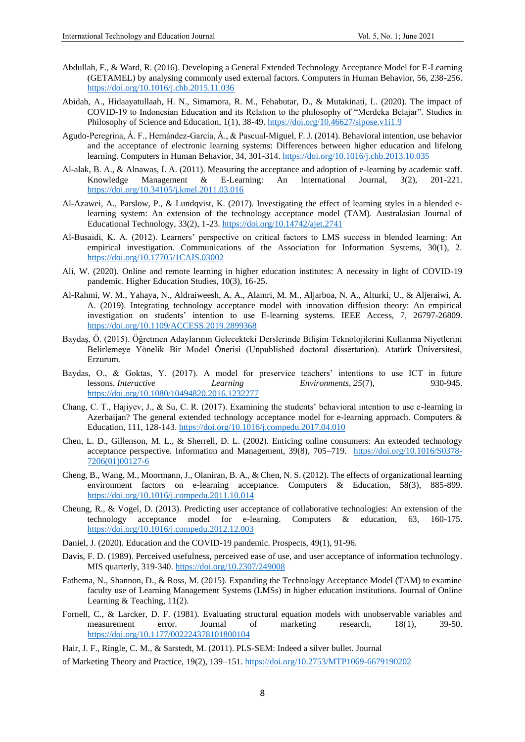Abdullah, F., & Ward, R. (2016). Developing a General Extended Technology Acceptance Model for E-Learning (GETAMEL) by analysing commonly used external factors. Computers in Human Behavior, 56, 238-256. https://doi.org/10.1016/j.chb.2015.11.036

Abidah, A., Hidaayatullaah, H. N., Simamora, R. M., Fehabutar, D., & Mutakinati, L. (2020). The impact of COVID-19 to Indonesian Education and its Relation to the philosophy of "Merdeka Belajar". Studies in Philosophy of Science and Education, 1(1), 38-49. https://doi.org/10.46627/sipose.v1i1.9

Agudo-Peregrina, Á. F., Hernández-García, Á., & Pascual-Miguel, F. J. (2014). Behavioral intention, use behavior and the acceptance of electronic learning systems: Differences between higher education and lifelong learning. Computers in Human Behavior, 34, 301-314. https://doi.org/10.1016/j.chb.2013.10.035

Al-alak, B. A., & Alnawas, I. A. (2011). Measuring the acceptance and adoption of e-learning by academic staff. Knowledge Management & E-Learning: An International Journal, 3(2), 201-221. https://doi.org/10.34105/j.kmel.2011.03.016

Al-Azawei, A., Parslow, P., & Lundqvist, K. (2017). Investigating the effect of learning styles in a blended e-learning system: An extension of the technology acceptance model (TAM). Australasian Journal of Educational Technology, 33(2), 1-23. https://doi.org/10.14742/ajet.2741

Al-Busaidi, K. A. (2012). Learners' perspective on critical factors to LMS success in blended learning: An empirical investigation. Communications of the Association for Information Systems, 30(1), 2. https://doi.org/10.17705/1CAIS.03002

Ali, W. (2020). Online and remote learning in higher education institutes: A necessity in light of COVID-19 pandemic. Higher Education Studies, 10(3), 16-25.

Al-Rahmi, W. M., Yahaya, N., Aldraiweesh, A. A., Alamri, M. M., Aljarboa, N. A., Alturki, U., & Aljeraiwi, A. A. (2019). Integrating technology acceptance model with innovation diffusion theory: An empirical investigation on students' intention to use E-learning systems. IEEE Access, 7, 26797-26809. https://doi.org/10.1109/ACCESS.2019.2899368

Baydaş, Ö. (2015). Öğretmen Adaylarının Gelecekteki Derslerinde Bilişim Teknolojilerini Kullanma Niyetlerini Belirlemeye Yönelik Bir Model Önerisi (Unpublished doctoral dissertation). Atatürk Üniversitesi, Erzurum.

Baydas, O., & Goktas, Y. (2017). A model for preservice teachers' intentions to use ICT in future lessons. *Interactive Learning Environments*, *25*(7), 930-945. https://doi.org/10.1080/10494820.2016.1232277

Chang, C. T., Hajiyev, J., & Su, C. R. (2017). Examining the students' behavioral intention to use e-learning in Azerbaijan? The general extended technology acceptance model for e-learning approach. Computers & Education, 111, 128-143. https://doi.org/10.1016/j.compedu.2017.04.010

Chen, L. D., Gillenson, M. L., & Sherrell, D. L. (2002). Enticing online consumers: An extended technology acceptance perspective. Information and Management, 39(8), 705–719. https://doi.org/10.1016/S0378-7206(01)00127-6

Cheng, B., Wang, M., Moormann, J., Olaniran, B. A., & Chen, N. S. (2012). The effects of organizational learning environment factors on e-learning acceptance. Computers & Education, 58(3), 885-899. https://doi.org/10.1016/j.compedu.2011.10.014

Cheung, R., & Vogel, D. (2013). Predicting user acceptance of collaborative technologies: An extension of the technology acceptance model for e-learning. Computers & education, 63, 160-175. https://doi.org/10.1016/j.compedu.2012.12.003

Daniel, J. (2020). Education and the COVID-19 pandemic. Prospects, 49(1), 91-96.

Davis, F. D. (1989). Perceived usefulness, perceived ease of use, and user acceptance of information technology. MIS quarterly, 319-340. https://doi.org/10.2307/249008

Fathema, N., Shannon, D., & Ross, M. (2015). Expanding the Technology Acceptance Model (TAM) to examine faculty use of Learning Management Systems (LMSs) in higher education institutions. Journal of Online Learning & Teaching, 11(2).

Fornell, C., & Larcker, D. F. (1981). Evaluating structural equation models with unobservable variables and measurement error. Journal of marketing research, 18(1), 39-50. https://doi.org/10.1177/002224378101800104

Hair, J. F., Ringle, C. M., & Sarstedt, M. (2011). PLS-SEM: Indeed a silver bullet. Journal of Marketing Theory and Practice, 19(2), 139–151. https://doi.org/10.2753/MTP1069-6679190202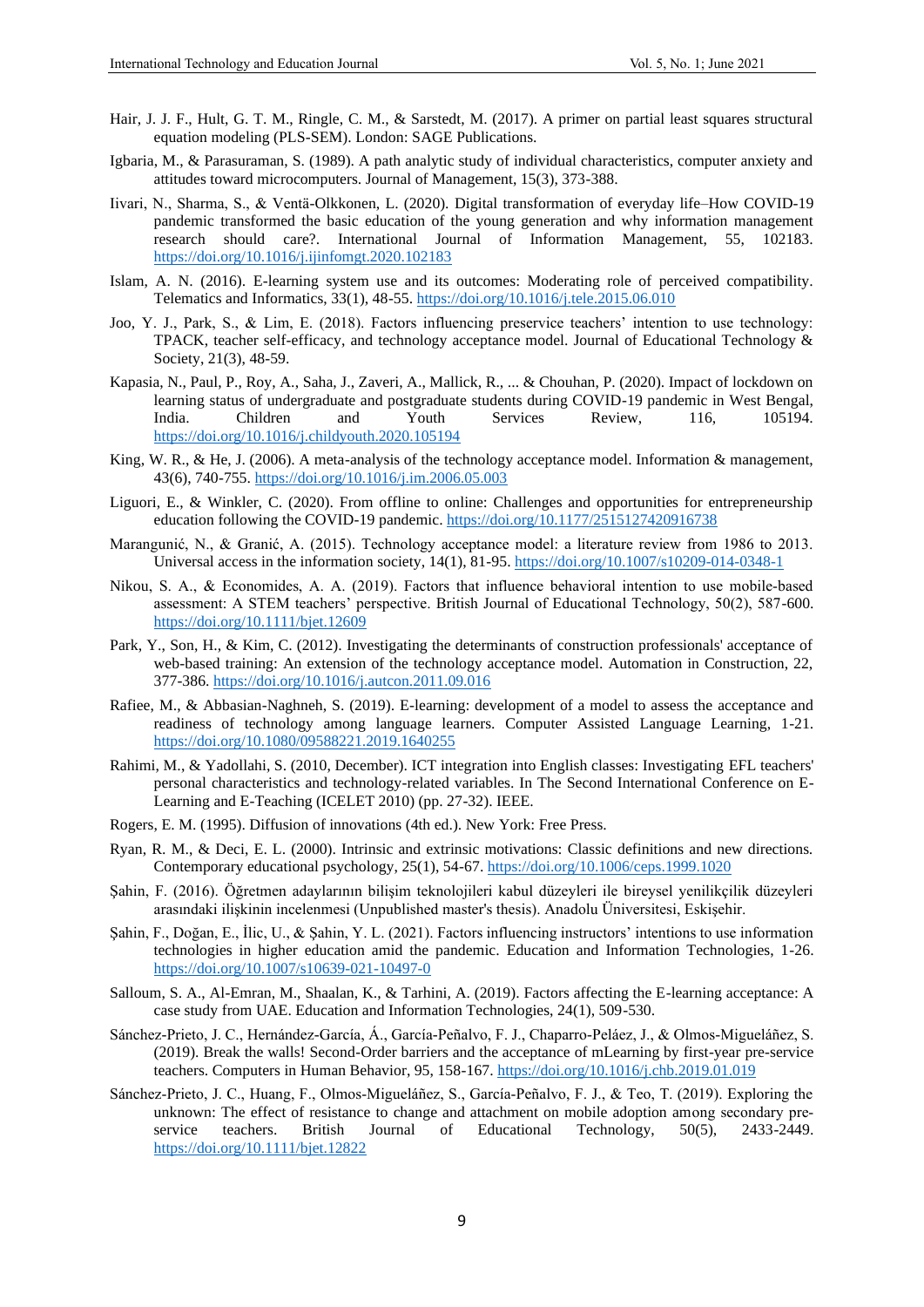Hair, J. J. F., Hult, G. T. M., Ringle, C. M., & Sarstedt, M. (2017). A primer on partial least squares structural equation modeling (PLS-SEM). London: SAGE Publications.

Igbaria, M., & Parasuraman, S. (1989). A path analytic study of individual characteristics, computer anxiety and attitudes toward microcomputers. Journal of Management, 15(3), 373-388.

Iivari, N., Sharma, S., & Ventä-Olkkonen, L. (2020). Digital transformation of everyday life–How COVID-19 pandemic transformed the basic education of the young generation and why information management research should care?. International Journal of Information Management, 55, 102183. https://doi.org/10.1016/j.ijinfomgt.2020.102183

Islam, A. N. (2016). E-learning system use and its outcomes: Moderating role of perceived compatibility. Telematics and Informatics, 33(1), 48-55. https://doi.org/10.1016/j.tele.2015.06.010

Joo, Y. J., Park, S., & Lim, E. (2018). Factors influencing preservice teachers' intention to use technology: TPACK, teacher self-efficacy, and technology acceptance model. Journal of Educational Technology & Society, 21(3), 48-59.

Kapasia, N., Paul, P., Roy, A., Saha, J., Zaveri, A., Mallick, R., ... & Chouhan, P. (2020). Impact of lockdown on learning status of undergraduate and postgraduate students during COVID-19 pandemic in West Bengal, India. Children and Youth Services Review, 116, 105194. https://doi.org/10.1016/j.childyouth.2020.105194

King, W. R., & He, J. (2006). A meta-analysis of the technology acceptance model. Information & management, 43(6), 740-755. https://doi.org/10.1016/j.im.2006.05.003

Liguori, E., & Winkler, C. (2020). From offline to online: Challenges and opportunities for entrepreneurship education following the COVID-19 pandemic. https://doi.org/10.1177/2515127420916738

Marangunić, N., & Granić, A. (2015). Technology acceptance model: a literature review from 1986 to 2013. Universal access in the information society, 14(1), 81-95. https://doi.org/10.1007/s10209-014-0348-1

Nikou, S. A., & Economides, A. A. (2019). Factors that influence behavioral intention to use mobile-based assessment: A STEM teachers' perspective. British Journal of Educational Technology, 50(2), 587-600. https://doi.org/10.1111/bjet.12609

Park, Y., Son, H., & Kim, C. (2012). Investigating the determinants of construction professionals' acceptance of web-based training: An extension of the technology acceptance model. Automation in Construction, 22, 377-386. https://doi.org/10.1016/j.autcon.2011.09.016

Rafiee, M., & Abbasian-Naghneh, S. (2019). E-learning: development of a model to assess the acceptance and readiness of technology among language learners. Computer Assisted Language Learning, 1-21. https://doi.org/10.1080/09588221.2019.1640255

Rahimi, M., & Yadollahi, S. (2010, December). ICT integration into English classes: Investigating EFL teachers' personal characteristics and technology-related variables. In The Second International Conference on E-Learning and E-Teaching (ICELET 2010) (pp. 27-32). IEEE.

Rogers, E. M. (1995). Diffusion of innovations (4th ed.). New York: Free Press.

Ryan, R. M., & Deci, E. L. (2000). Intrinsic and extrinsic motivations: Classic definitions and new directions. Contemporary educational psychology, 25(1), 54-67. https://doi.org/10.1006/ceps.1999.1020

Şahin, F. (2016). Öğretmen adaylarının bilişim teknolojileri kabul düzeyleri ile bireysel yenilikçilik düzeyleri arasındaki ilişkinin incelenmesi (Unpublished master's thesis). Anadolu Üniversitesi, Eskişehir.

Şahin, F., Doğan, E., İlic, U., & Şahin, Y. L. (2021). Factors influencing instructors' intentions to use information technologies in higher education amid the pandemic. Education and Information Technologies, 1-26. https://doi.org/10.1007/s10639-021-10497-0

Salloum, S. A., Al-Emran, M., Shaalan, K., & Tarhini, A. (2019). Factors affecting the E-learning acceptance: A case study from UAE. Education and Information Technologies, 24(1), 509-530.

Sánchez-Prieto, J. C., Hernández-García, Á., García-Peñalvo, F. J., Chaparro-Peláez, J., & Olmos-Migueláñez, S. (2019). Break the walls! Second-Order barriers and the acceptance of mLearning by first-year pre-service teachers. Computers in Human Behavior, 95, 158-167. https://doi.org/10.1016/j.chb.2019.01.019

Sánchez-Prieto, J. C., Huang, F., Olmos-Migueláñez, S., García-Peñalvo, F. J., & Teo, T. (2019). Exploring the unknown: The effect of resistance to change and attachment on mobile adoption among secondary pre-service teachers. British Journal of Educational Technology, 50(5), 2433-2449. https://doi.org/10.1111/bjet.12822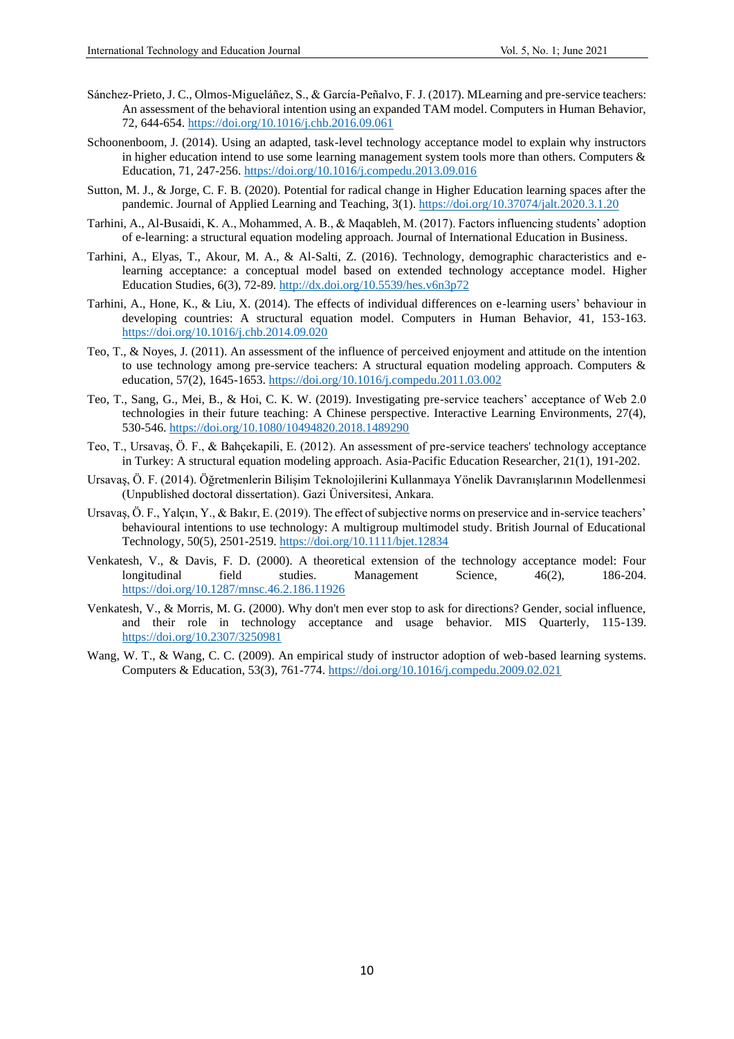Sánchez-Prieto, J. C., Olmos-Migueláñez, S., & García-Peñalvo, F. J. (2017). MLearning and pre-service teachers: An assessment of the behavioral intention using an expanded TAM model. Computers in Human Behavior, 72, 644-654. https://doi.org/10.1016/j.chb.2016.09.061

Schoonenboom, J. (2014). Using an adapted, task-level technology acceptance model to explain why instructors in higher education intend to use some learning management system tools more than others. Computers & Education, 71, 247-256. https://doi.org/10.1016/j.compedu.2013.09.016

Sutton, M. J., & Jorge, C. F. B. (2020). Potential for radical change in Higher Education learning spaces after the pandemic. Journal of Applied Learning and Teaching, 3(1). https://doi.org/10.37074/jalt.2020.3.1.20

Tarhini, A., Al-Busaidi, K. A., Mohammed, A. B., & Maqableh, M. (2017). Factors influencing students' adoption of e-learning: a structural equation modeling approach. Journal of International Education in Business.

Tarhini, A., Elyas, T., Akour, M. A., & Al-Salti, Z. (2016). Technology, demographic characteristics and e-learning acceptance: a conceptual model based on extended technology acceptance model. Higher Education Studies, 6(3), 72-89. http://dx.doi.org/10.5539/hes.v6n3p72

Tarhini, A., Hone, K., & Liu, X. (2014). The effects of individual differences on e-learning users' behaviour in developing countries: A structural equation model. Computers in Human Behavior, 41, 153-163. https://doi.org/10.1016/j.chb.2014.09.020

Teo, T., & Noyes, J. (2011). An assessment of the influence of perceived enjoyment and attitude on the intention to use technology among pre-service teachers: A structural equation modeling approach. Computers & education, 57(2), 1645-1653. https://doi.org/10.1016/j.compedu.2011.03.002

Teo, T., Sang, G., Mei, B., & Hoi, C. K. W. (2019). Investigating pre-service teachers' acceptance of Web 2.0 technologies in their future teaching: A Chinese perspective. Interactive Learning Environments, 27(4), 530-546. https://doi.org/10.1080/10494820.2018.1489290

Teo, T., Ursavaş, Ö. F., & Bahçekapili, E. (2012). An assessment of pre-service teachers' technology acceptance in Turkey: A structural equation modeling approach. Asia-Pacific Education Researcher, 21(1), 191-202.

Ursavaş, Ö. F. (2014). Öğretmenlerin Bilişim Teknolojilerini Kullanmaya Yönelik Davranışlarının Modellenmesi (Unpublished doctoral dissertation). Gazi Üniversitesi, Ankara.

Ursavaş, Ö. F., Yalçın, Y., & Bakır, E. (2019). The effect of subjective norms on preservice and in-service teachers' behavioural intentions to use technology: A multigroup multimodel study. British Journal of Educational Technology, 50(5), 2501-2519. https://doi.org/10.1111/bjet.12834

Venkatesh, V., & Davis, F. D. (2000). A theoretical extension of the technology acceptance model: Four longitudinal field studies. Management Science, 46(2), 186-204. https://doi.org/10.1287/mnsc.46.2.186.11926

Venkatesh, V., & Morris, M. G. (2000). Why don't men ever stop to ask for directions? Gender, social influence, and their role in technology acceptance and usage behavior. MIS Quarterly, 115-139. https://doi.org/10.2307/3250981

Wang, W. T., & Wang, C. C. (2009). An empirical study of instructor adoption of web-based learning systems. Computers & Education, 53(3), 761-774. https://doi.org/10.1016/j.compedu.2009.02.021